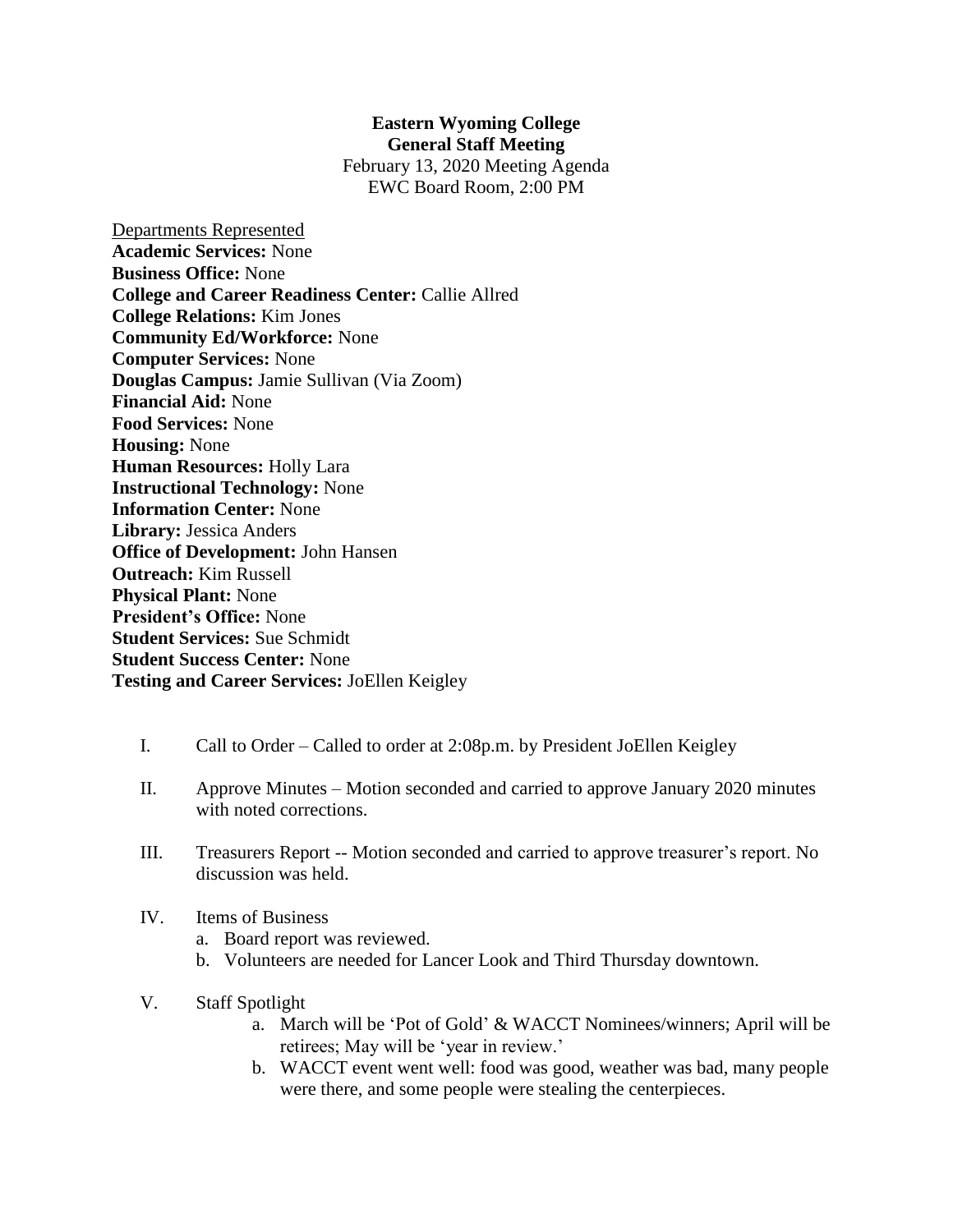**Eastern Wyoming College**
**General Staff Meeting**
February 13, 2020 Meeting Agenda
EWC Board Room, 2:00 PM

Departments Represented
**Academic Services:** None
**Business Office:** None
**College and Career Readiness Center:** Callie Allred
**College Relations:** Kim Jones
**Community Ed/Workforce:** None
**Computer Services:** None
**Douglas Campus:** Jamie Sullivan (Via Zoom)
**Financial Aid:** None
**Food Services:** None
**Housing:** None
**Human Resources:** Holly Lara
**Instructional Technology:** None
**Information Center:** None
**Library:** Jessica Anders
**Office of Development:** John Hansen
**Outreach:** Kim Russell
**Physical Plant:** None
**President's Office:** None
**Student Services:** Sue Schmidt
**Student Success Center:** None
**Testing and Career Services:** JoEllen Keigley

I. Call to Order – Called to order at 2:08p.m. by President JoEllen Keigley

II. Approve Minutes – Motion seconded and carried to approve January 2020 minutes with noted corrections.

III. Treasurers Report -- Motion seconded and carried to approve treasurer's report. No discussion was held.

IV. Items of Business
   a. Board report was reviewed.
   b. Volunteers are needed for Lancer Look and Third Thursday downtown.

V. Staff Spotlight
   a. March will be 'Pot of Gold' & WACCT Nominees/winners; April will be retirees; May will be 'year in review.'
   b. WACCT event went well: food was good, weather was bad, many people were there, and some people were stealing the centerpieces.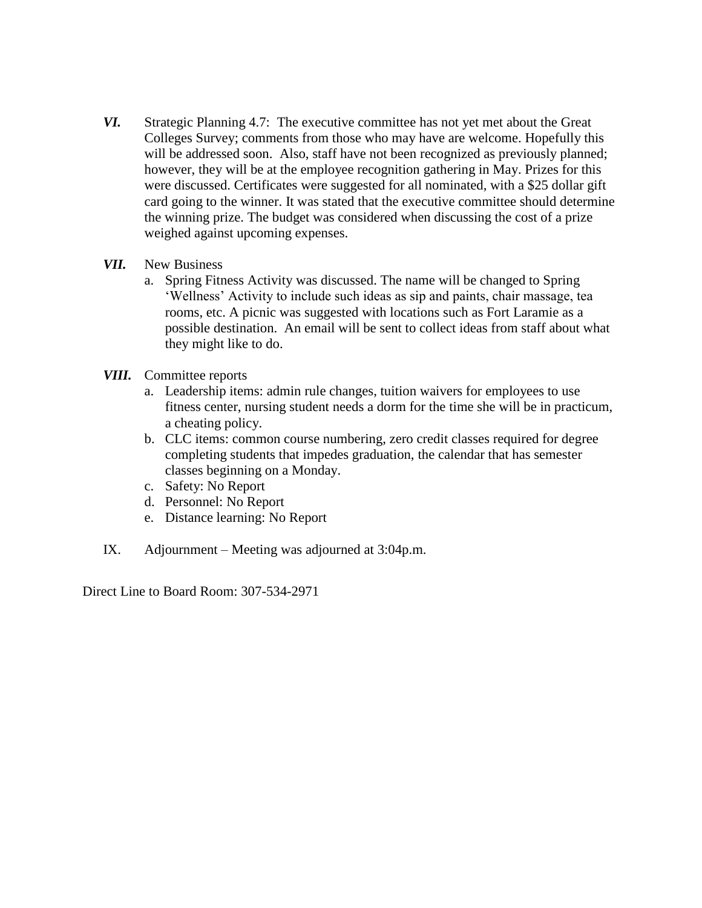***VI.*** Strategic Planning 4.7: The executive committee has not yet met about the Great Colleges Survey; comments from those who may have are welcome. Hopefully this will be addressed soon. Also, staff have not been recognized as previously planned; however, they will be at the employee recognition gathering in May. Prizes for this were discussed. Certificates were suggested for all nominated, with a $25 dollar gift card going to the winner. It was stated that the executive committee should determine the winning prize. The budget was considered when discussing the cost of a prize weighed against upcoming expenses.

***VII.*** New Business

a. Spring Fitness Activity was discussed. The name will be changed to Spring 'Wellness' Activity to include such ideas as sip and paints, chair massage, tea rooms, etc. A picnic was suggested with locations such as Fort Laramie as a possible destination. An email will be sent to collect ideas from staff about what they might like to do.

***VIII.*** Committee reports

a. Leadership items: admin rule changes, tuition waivers for employees to use fitness center, nursing student needs a dorm for the time she will be in practicum, a cheating policy.
b. CLC items: common course numbering, zero credit classes required for degree completing students that impedes graduation, the calendar that has semester classes beginning on a Monday.
c. Safety: No Report
d. Personnel: No Report
e. Distance learning: No Report

IX. Adjournment – Meeting was adjourned at 3:04p.m.

Direct Line to Board Room: 307-534-2971